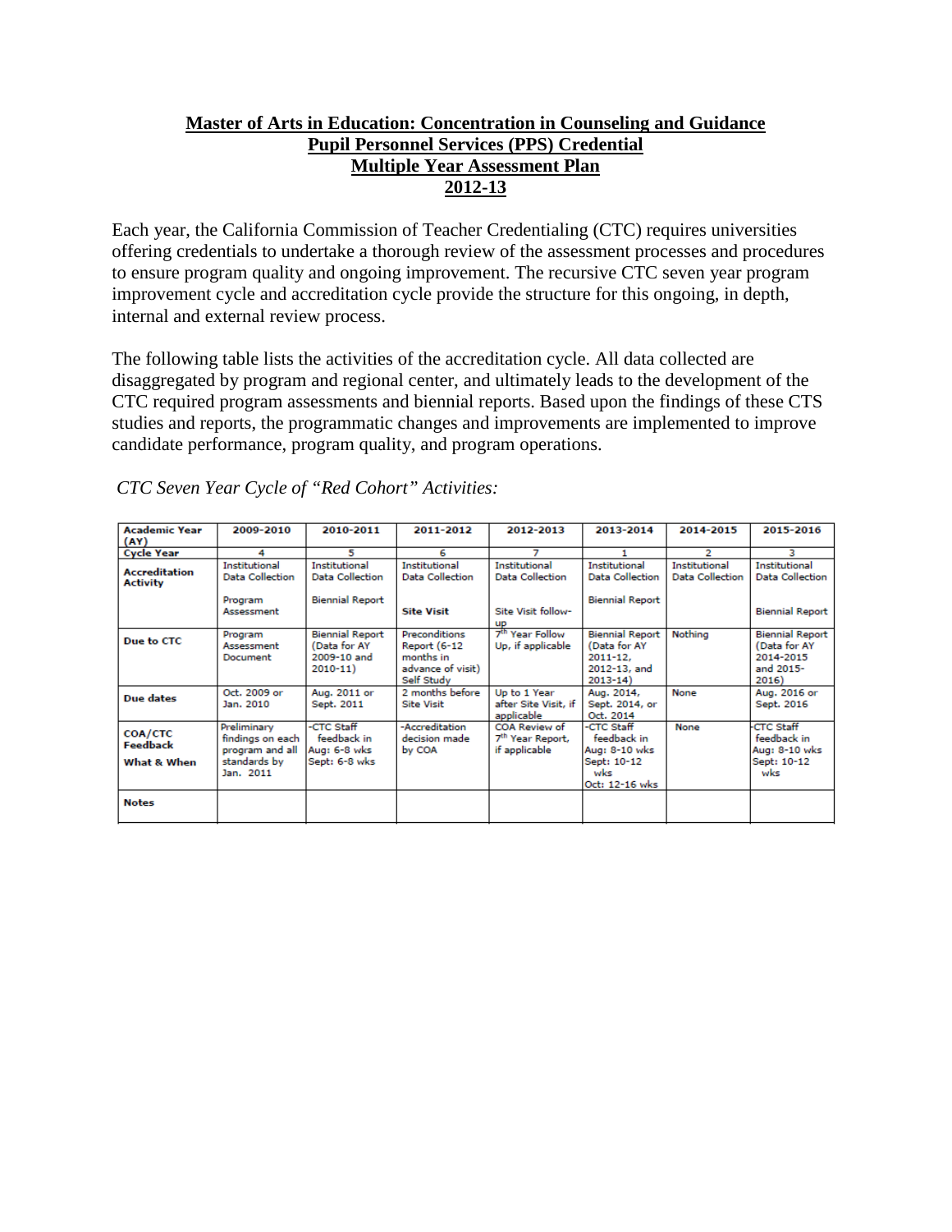# Master of Arts in Education: Concentration in Counseling and Guidance
# Pupil Personnel Services (PPS) Credential
# Multiple Year Assessment Plan
# 2012-13

Each year, the California Commission of Teacher Credentialing (CTC) requires universities offering credentials to undertake a thorough review of the assessment processes and procedures to ensure program quality and ongoing improvement. The recursive CTC seven year program improvement cycle and accreditation cycle provide the structure for this ongoing, in depth, internal and external review process.

The following table lists the activities of the accreditation cycle. All data collected are disaggregated by program and regional center, and ultimately leads to the development of the CTC required program assessments and biennial reports. Based upon the findings of these CTS studies and reports, the programmatic changes and improvements are implemented to improve candidate performance, program quality, and program operations.

*CTC Seven Year Cycle of "Red Cohort" Activities:*

| Academic Year (AY) | 2009-2010 | 2010-2011 | 2011-2012 | 2012-2013 | 2013-2014 | 2014-2015 | 2015-2016 |
|---|---|---|---|---|---|---|---|
| Cycle Year | 4 | 5 | 6 | 7 | 1 | 2 | 3 |
| Accreditation Activity | Institutional Data Collection<br><br>Program Assessment | Institutional Data Collection<br><br>Biennial Report | Institutional Data Collection<br><br>**Site Visit** | Institutional Data Collection<br><br>Site Visit follow-up | Institutional Data Collection<br><br>Biennial Report | Institutional Data Collection | Institutional Data Collection<br><br>Biennial Report |
| Due to CTC | Program Assessment Document | Biennial Report (Data for AY 2009-10 and 2010-11) | Preconditions Report (6-12 months in advance of visit) Self Study | 7th Year Follow Up, if applicable | Biennial Report (Data for AY 2011-12, 2012-13, and 2013-14) | Nothing | Biennial Report (Data for AY 2014-2015 and 2015-2016) |
| Due dates | Oct. 2009 or Jan. 2010 | Aug. 2011 or Sept. 2011 | 2 months before Site Visit | Up to 1 Year after Site Visit, if applicable | Aug. 2014, Sept. 2014, or Oct. 2014 | None | Aug. 2016 or Sept. 2016 |
| COA/CTC Feedback<br><br>What & When | Preliminary findings on each program and all standards by Jan. 2011 | -CTC Staff feedback in Aug: 6-8 wks Sept: 6-8 wks | -Accreditation decision made by COA | COA Review of 7th Year Report, if applicable | -CTC Staff feedback in Aug: 8-10 wks Sept: 10-12 wks Oct: 12-16 wks | None | -CTC Staff feedback in Aug: 8-10 wks Sept: 10-12 wks |
| Notes | | | | | | | |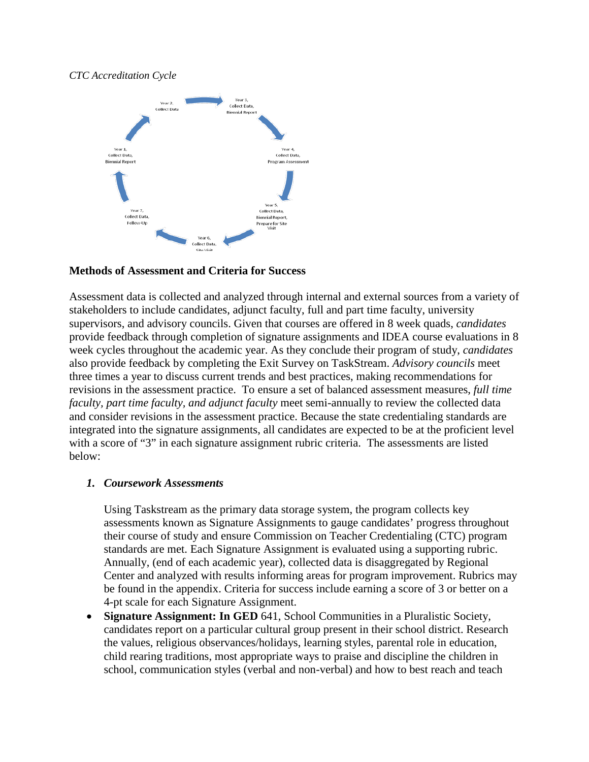*CTC Accreditation Cycle*

Year 1, Collect Data, Biennial Report

Year 2, Collect Data

Year 3, Collect Data, Biennial Report

Year 4, Collect Data, Program Assessment

Year 5, Collect Data, Biennial Report, Prepare for Site Visit

Year 6, Collect Data, Site Visit

Year 7, Collect Data, Follow-Up

**Methods of Assessment and Criteria for Success**

Assessment data is collected and analyzed through internal and external sources from a variety of stakeholders to include candidates, adjunct faculty, full and part time faculty, university supervisors, and advisory councils. Given that courses are offered in 8 week quads, *candidates* provide feedback through completion of signature assignments and IDEA course evaluations in 8 week cycles throughout the academic year. As they conclude their program of study, *candidates* also provide feedback by completing the Exit Survey on TaskStream. *Advisory councils* meet three times a year to discuss current trends and best practices, making recommendations for revisions in the assessment practice. To ensure a set of balanced assessment measures, *full time faculty, part time faculty, and adjunct faculty* meet semi-annually to review the collected data and consider revisions in the assessment practice. Because the state credentialing standards are integrated into the signature assignments, all candidates are expected to be at the proficient level with a score of "3" in each signature assignment rubric criteria. The assessments are listed below:

1. ***Coursework Assessments***

   Using Taskstream as the primary data storage system, the program collects key assessments known as Signature Assignments to gauge candidates' progress throughout their course of study and ensure Commission on Teacher Credentialing (CTC) program standards are met. Each Signature Assignment is evaluated using a supporting rubric. Annually, (end of each academic year), collected data is disaggregated by Regional Center and analyzed with results informing areas for program improvement. Rubrics may be found in the appendix. Criteria for success include earning a score of 3 or better on a 4-pt scale for each Signature Assignment.

- **Signature Assignment: In GED** 641, School Communities in a Pluralistic Society, candidates report on a particular cultural group present in their school district. Research the values, religious observances/holidays, learning styles, parental role in education, child rearing traditions, most appropriate ways to praise and discipline the children in school, communication styles (verbal and non-verbal) and how to best reach and teach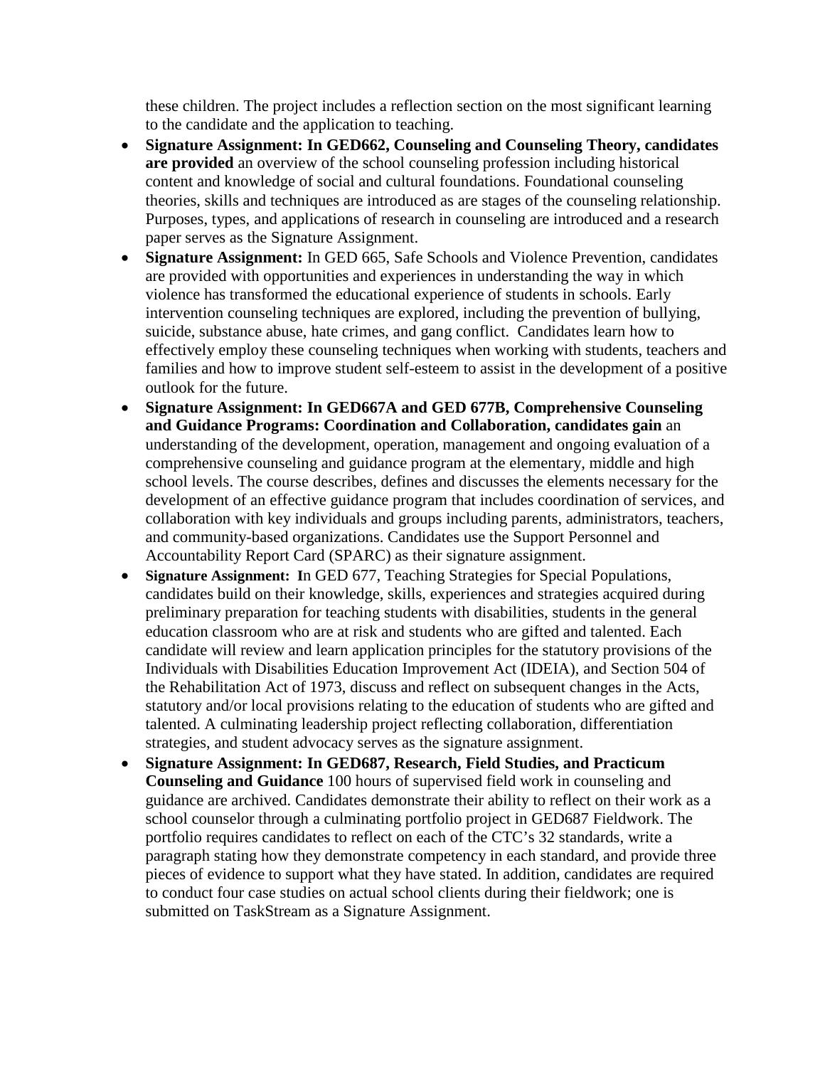these children. The project includes a reflection section on the most significant learning to the candidate and the application to teaching.

- **Signature Assignment: In GED662, Counseling and Counseling Theory, candidates are provided** an overview of the school counseling profession including historical content and knowledge of social and cultural foundations. Foundational counseling theories, skills and techniques are introduced as are stages of the counseling relationship. Purposes, types, and applications of research in counseling are introduced and a research paper serves as the Signature Assignment.
- **Signature Assignment:** In GED 665, Safe Schools and Violence Prevention, candidates are provided with opportunities and experiences in understanding the way in which violence has transformed the educational experience of students in schools. Early intervention counseling techniques are explored, including the prevention of bullying, suicide, substance abuse, hate crimes, and gang conflict. Candidates learn how to effectively employ these counseling techniques when working with students, teachers and families and how to improve student self-esteem to assist in the development of a positive outlook for the future.
- **Signature Assignment: In GED667A and GED 677B, Comprehensive Counseling and Guidance Programs: Coordination and Collaboration, candidates gain** an understanding of the development, operation, management and ongoing evaluation of a comprehensive counseling and guidance program at the elementary, middle and high school levels. The course describes, defines and discusses the elements necessary for the development of an effective guidance program that includes coordination of services, and collaboration with key individuals and groups including parents, administrators, teachers, and community-based organizations. Candidates use the Support Personnel and Accountability Report Card (SPARC) as their signature assignment.
- **Signature Assignment: I**n GED 677, Teaching Strategies for Special Populations, candidates build on their knowledge, skills, experiences and strategies acquired during preliminary preparation for teaching students with disabilities, students in the general education classroom who are at risk and students who are gifted and talented. Each candidate will review and learn application principles for the statutory provisions of the Individuals with Disabilities Education Improvement Act (IDEIA), and Section 504 of the Rehabilitation Act of 1973, discuss and reflect on subsequent changes in the Acts, statutory and/or local provisions relating to the education of students who are gifted and talented. A culminating leadership project reflecting collaboration, differentiation strategies, and student advocacy serves as the signature assignment.
- **Signature Assignment: In GED687, Research, Field Studies, and Practicum Counseling and Guidance** 100 hours of supervised field work in counseling and guidance are archived. Candidates demonstrate their ability to reflect on their work as a school counselor through a culminating portfolio project in GED687 Fieldwork. The portfolio requires candidates to reflect on each of the CTC's 32 standards, write a paragraph stating how they demonstrate competency in each standard, and provide three pieces of evidence to support what they have stated. In addition, candidates are required to conduct four case studies on actual school clients during their fieldwork; one is submitted on TaskStream as a Signature Assignment.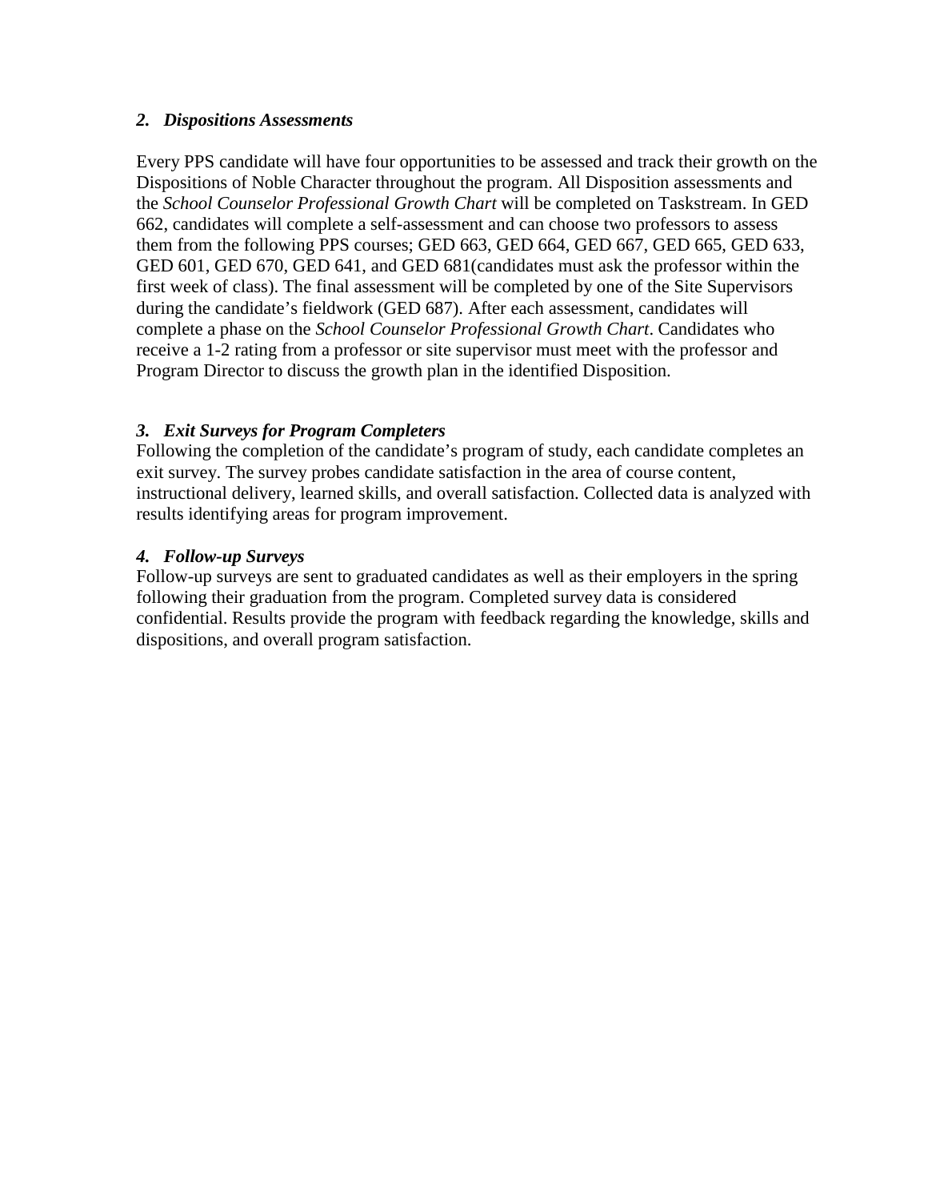### *2. Dispositions Assessments*

Every PPS candidate will have four opportunities to be assessed and track their growth on the Dispositions of Noble Character throughout the program. All Disposition assessments and the *School Counselor Professional Growth Chart* will be completed on Taskstream. In GED 662, candidates will complete a self-assessment and can choose two professors to assess them from the following PPS courses; GED 663, GED 664, GED 667, GED 665, GED 633, GED 601, GED 670, GED 641, and GED 681(candidates must ask the professor within the first week of class). The final assessment will be completed by one of the Site Supervisors during the candidate's fieldwork (GED 687). After each assessment, candidates will complete a phase on the *School Counselor Professional Growth Chart*. Candidates who receive a 1-2 rating from a professor or site supervisor must meet with the professor and Program Director to discuss the growth plan in the identified Disposition.

### *3. Exit Surveys for Program Completers*

Following the completion of the candidate's program of study, each candidate completes an exit survey. The survey probes candidate satisfaction in the area of course content, instructional delivery, learned skills, and overall satisfaction. Collected data is analyzed with results identifying areas for program improvement.

### *4. Follow-up Surveys*

Follow-up surveys are sent to graduated candidates as well as their employers in the spring following their graduation from the program. Completed survey data is considered confidential. Results provide the program with feedback regarding the knowledge, skills and dispositions, and overall program satisfaction.